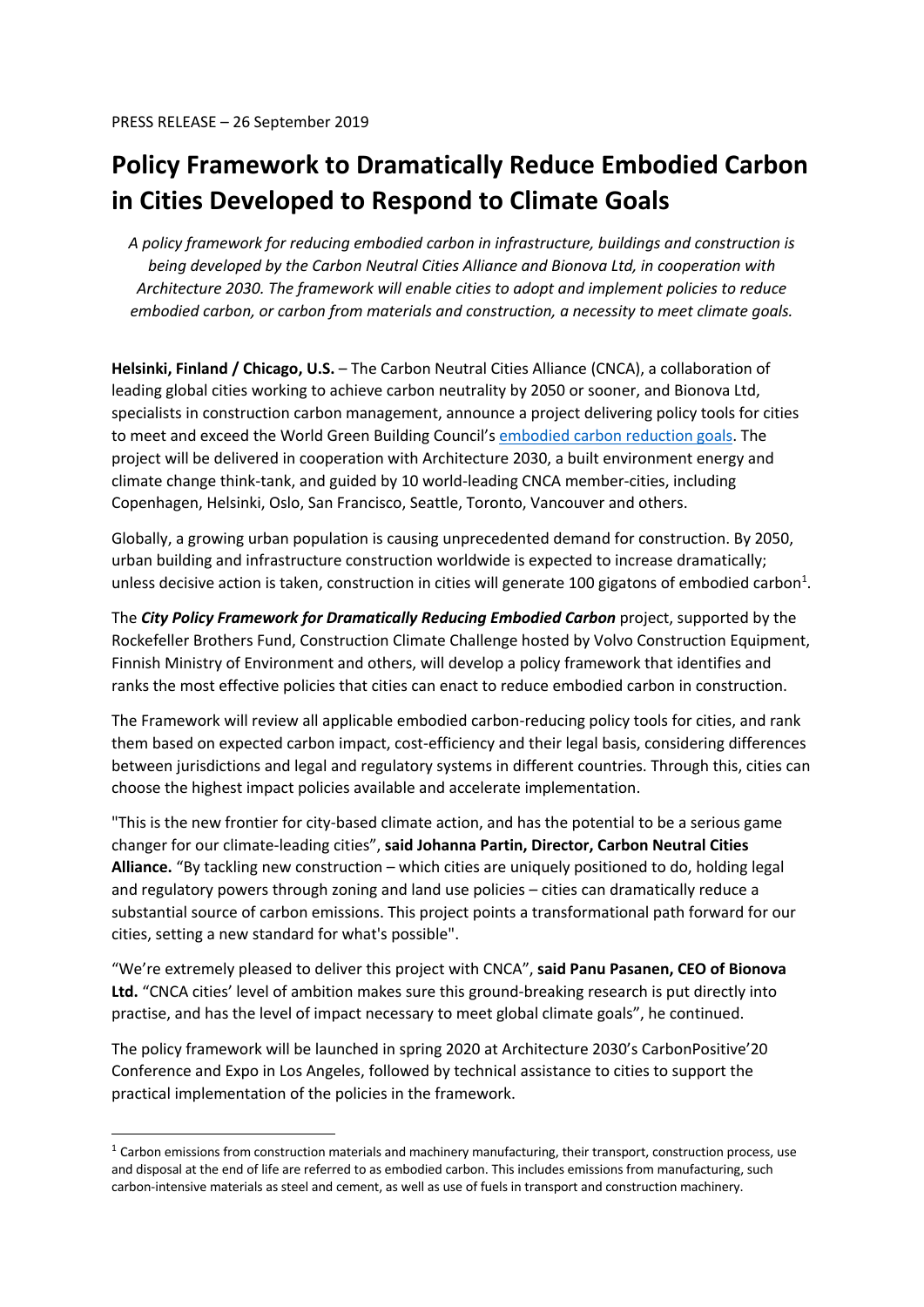PRESS RELEASE – 26 September 2019

# Policy Framework to Dramatically Reduce Embodied Carbon in Cities Developed to Respond to Climate Goals

*A policy framework for reducing embodied carbon in infrastructure, buildings and construction is being developed by the Carbon Neutral Cities Alliance and Bionova Ltd, in cooperation with Architecture 2030. The framework will enable cities to adopt and implement policies to reduce embodied carbon, or carbon from materials and construction, a necessity to meet climate goals.*

**Helsinki, Finland / Chicago, U.S.** – The Carbon Neutral Cities Alliance (CNCA), a collaboration of leading global cities working to achieve carbon neutrality by 2050 or sooner, and Bionova Ltd, specialists in construction carbon management, announce a project delivering policy tools for cities to meet and exceed the World Green Building Council's embodied carbon reduction goals. The project will be delivered in cooperation with Architecture 2030, a built environment energy and climate change think-tank, and guided by 10 world-leading CNCA member-cities, including Copenhagen, Helsinki, Oslo, San Francisco, Seattle, Toronto, Vancouver and others.

Globally, a growing urban population is causing unprecedented demand for construction. By 2050, urban building and infrastructure construction worldwide is expected to increase dramatically; unless decisive action is taken, construction in cities will generate 100 gigatons of embodied carbon[1].

The ***City Policy Framework for Dramatically Reducing Embodied Carbon*** project, supported by the Rockefeller Brothers Fund, Construction Climate Challenge hosted by Volvo Construction Equipment, Finnish Ministry of Environment and others, will develop a policy framework that identifies and ranks the most effective policies that cities can enact to reduce embodied carbon in construction.

The Framework will review all applicable embodied carbon-reducing policy tools for cities, and rank them based on expected carbon impact, cost-efficiency and their legal basis, considering differences between jurisdictions and legal and regulatory systems in different countries. Through this, cities can choose the highest impact policies available and accelerate implementation.

"This is the new frontier for city-based climate action, and has the potential to be a serious game changer for our climate-leading cities", **said Johanna Partin, Director, Carbon Neutral Cities Alliance.** "By tackling new construction – which cities are uniquely positioned to do, holding legal and regulatory powers through zoning and land use policies – cities can dramatically reduce a substantial source of carbon emissions. This project points a transformational path forward for our cities, setting a new standard for what's possible".

"We're extremely pleased to deliver this project with CNCA", **said Panu Pasanen, CEO of Bionova Ltd.** "CNCA cities' level of ambition makes sure this ground-breaking research is put directly into practise, and has the level of impact necessary to meet global climate goals", he continued.

The policy framework will be launched in spring 2020 at Architecture 2030's CarbonPositive'20 Conference and Expo in Los Angeles, followed by technical assistance to cities to support the practical implementation of the policies in the framework.

---

[1] Carbon emissions from construction materials and machinery manufacturing, their transport, construction process, use and disposal at the end of life are referred to as embodied carbon. This includes emissions from manufacturing, such carbon-intensive materials as steel and cement, as well as use of fuels in transport and construction machinery.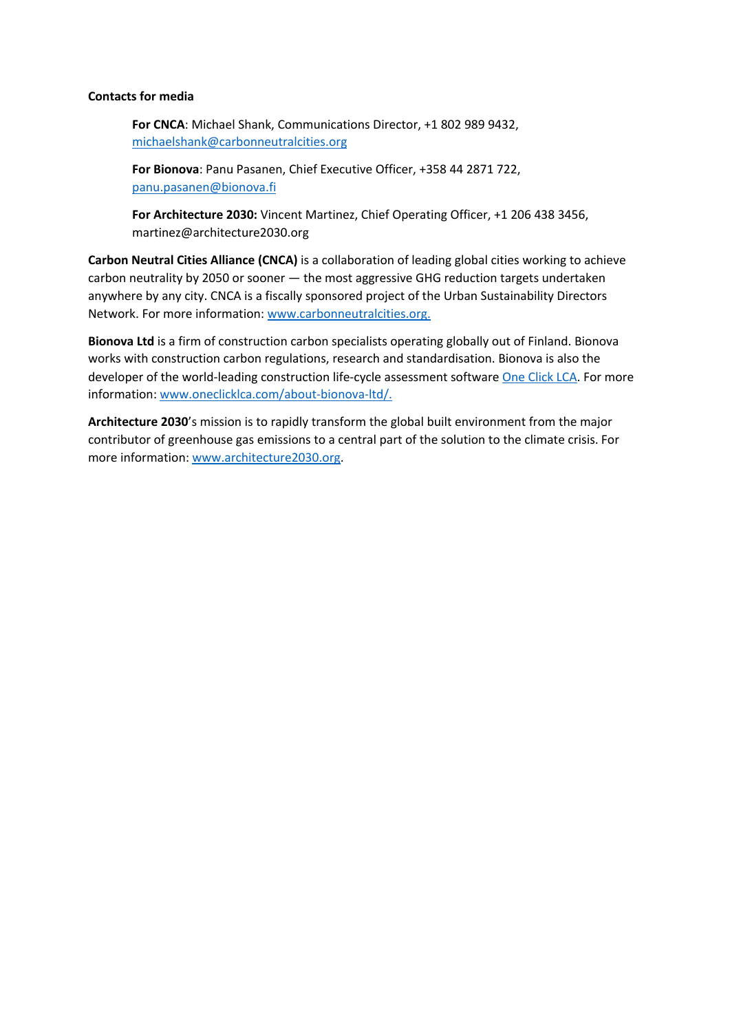**Contacts for media**

> **For CNCA**: Michael Shank, Communications Director, +1 802 989 9432, michaelshank@carbonneutralcities.org
>
> **For Bionova**: Panu Pasanen, Chief Executive Officer, +358 44 2871 722, panu.pasanen@bionova.fi
>
> **For Architecture 2030:** Vincent Martinez, Chief Operating Officer, +1 206 438 3456, martinez@architecture2030.org

**Carbon Neutral Cities Alliance (CNCA)** is a collaboration of leading global cities working to achieve carbon neutrality by 2050 or sooner — the most aggressive GHG reduction targets undertaken anywhere by any city. CNCA is a fiscally sponsored project of the Urban Sustainability Directors Network. For more information: www.carbonneutralcities.org.

**Bionova Ltd** is a firm of construction carbon specialists operating globally out of Finland. Bionova works with construction carbon regulations, research and standardisation. Bionova is also the developer of the world-leading construction life-cycle assessment software One Click LCA. For more information: www.oneclicklca.com/about-bionova-ltd/.

**Architecture 2030**'s mission is to rapidly transform the global built environment from the major contributor of greenhouse gas emissions to a central part of the solution to the climate crisis. For more information: www.architecture2030.org.